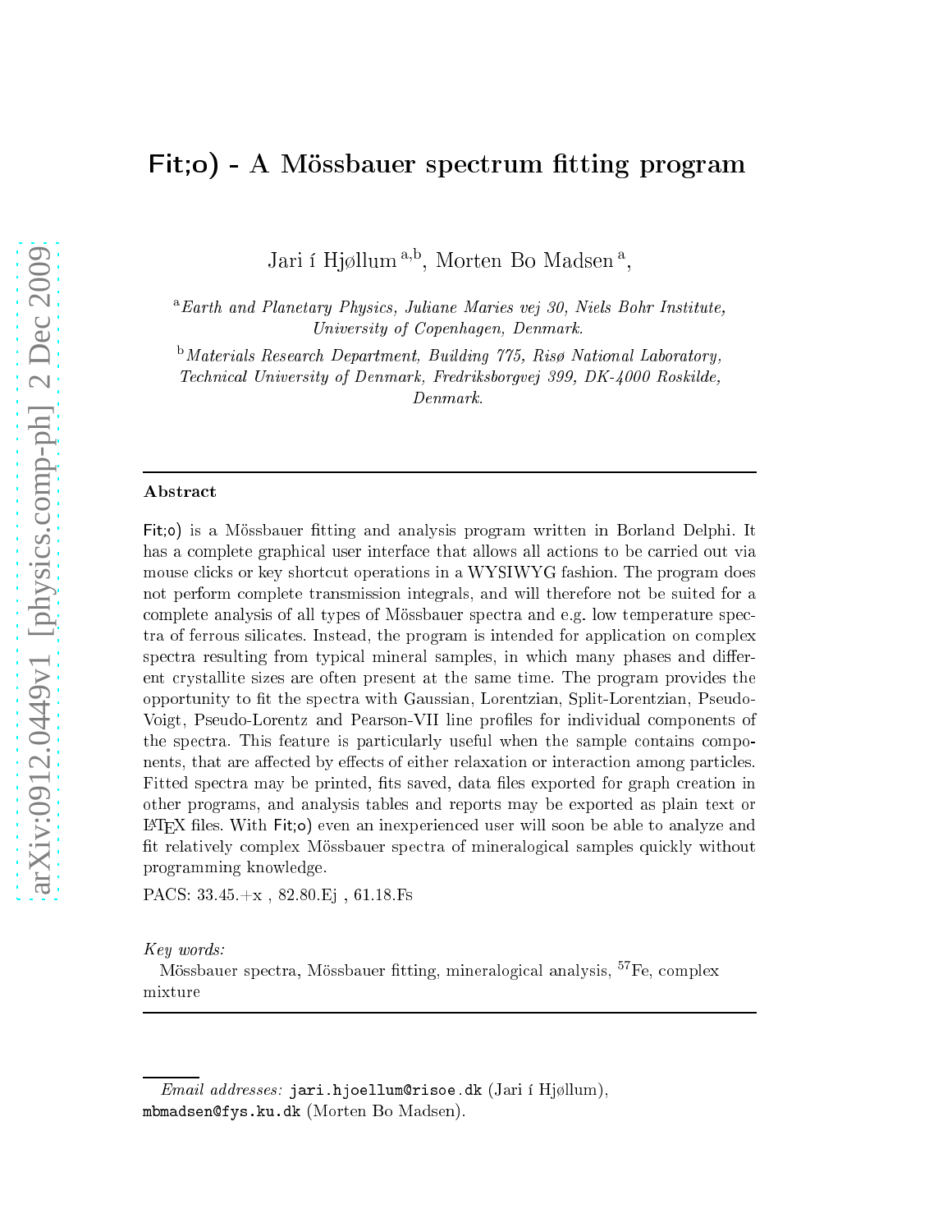# Fit;o) - A Mössbauer spectrum fitting program

Jari í Hjøllum [a,b], Morten Bo Madsen [a],

[a] *Earth and Planetary Physics, Juliane Maries vej 30, Niels Bohr Institute, University of Copenhagen, Denmark.*

[b] *Materials Research Department, Building 775, Risø National Laboratory, Technical University of Denmark, Fredriksborgvej 399, DK-4000 Roskilde, Denmark.*

---

### Abstract

Fit;o) is a Mössbauer fitting and analysis program written in Borland Delphi. It has a complete graphical user interface that allows all actions to be carried out via mouse clicks or key shortcut operations in a WYSIWYG fashion. The program does not perform complete transmission integrals, and will therefore not be suited for a complete analysis of all types of Mössbauer spectra and e.g. low temperature spectra of ferrous silicates. Instead, the program is intended for application on complex spectra resulting from typical mineral samples, in which many phases and different crystallite sizes are often present at the same time. The program provides the opportunity to fit the spectra with Gaussian, Lorentzian, Split-Lorentzian, Pseudo-Voigt, Pseudo-Lorentz and Pearson-VII line profiles for individual components of the spectra. This feature is particularly useful when the sample contains components, that are affected by effects of either relaxation or interaction among particles. Fitted spectra may be printed, fits saved, data files exported for graph creation in other programs, and analysis tables and reports may be exported as plain text or LaTeX files. With Fit;o) even an inexperienced user will soon be able to analyze and fit relatively complex Mössbauer spectra of mineralogical samples quickly without programming knowledge.

PACS: 33.45.+x , 82.80.Ej , 61.18.Fs

*Key words:*
Mössbauer spectra, Mössbauer fitting, mineralogical analysis, $^{57}$Fe, complex mixture

---

*Email addresses:* `jari.hjoellum@risoe.dk` (Jari í Hjøllum), `mbmadsen@fys.ku.dk` (Morten Bo Madsen).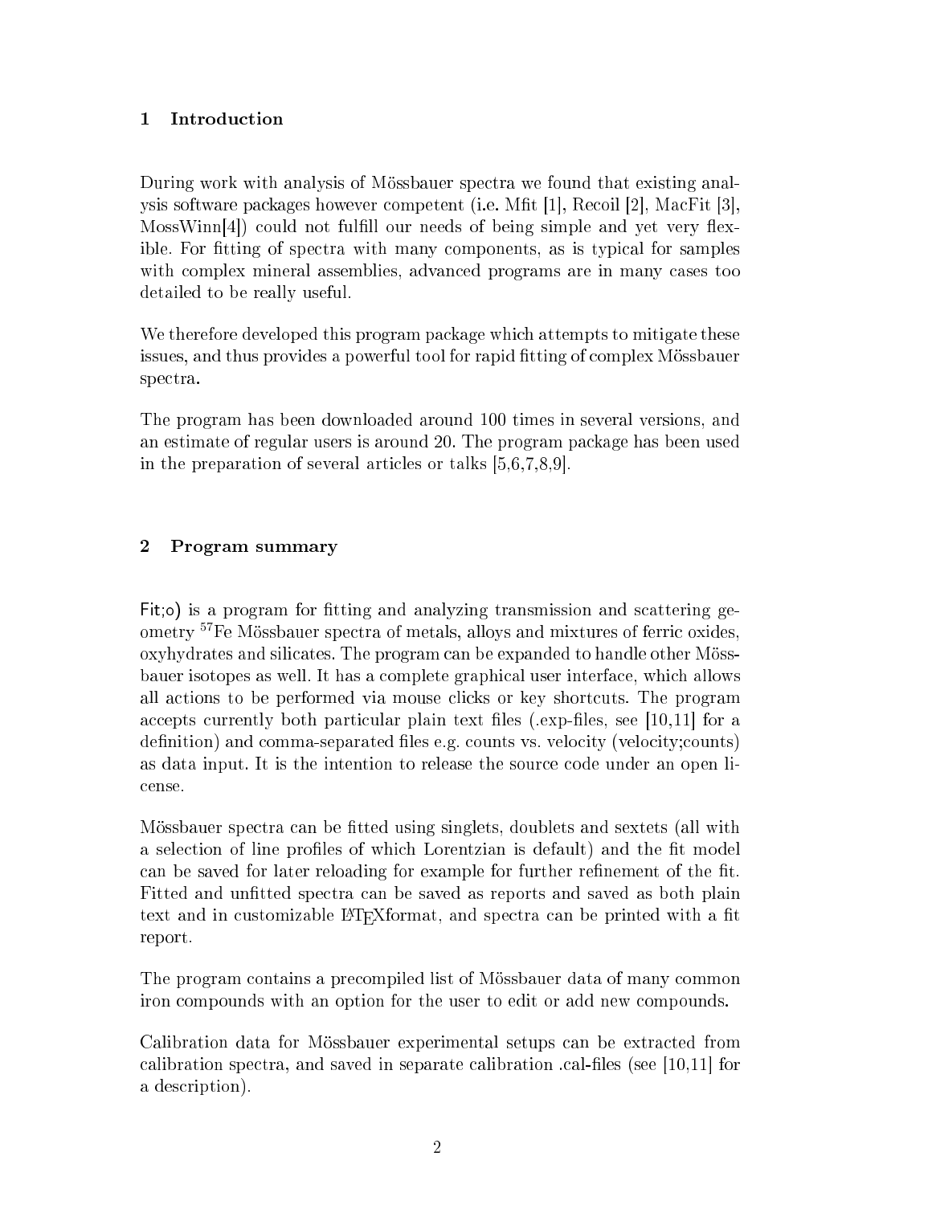## 1 Introduction

During work with analysis of Mössbauer spectra we found that existing analysis software packages however competent (i.e. Mfit [1], Recoil [2], MacFit [3], MossWinn[4]) could not fulfill our needs of being simple and yet very flexible. For fitting of spectra with many components, as is typical for samples with complex mineral assemblies, advanced programs are in many cases too detailed to be really useful.

We therefore developed this program package which attempts to mitigate these issues, and thus provides a powerful tool for rapid fitting of complex Mössbauer spectra.

The program has been downloaded around 100 times in several versions, and an estimate of regular users is around 20. The program package has been used in the preparation of several articles or talks [5,6,7,8,9].

## 2 Program summary

Fit;o) is a program for fitting and analyzing transmission and scattering geometry $^{57}$Fe Mössbauer spectra of metals, alloys and mixtures of ferric oxides, oxyhydrates and silicates. The program can be expanded to handle other Mössbauer isotopes as well. It has a complete graphical user interface, which allows all actions to be performed via mouse clicks or key shortcuts. The program accepts currently both particular plain text files (.exp-files, see [10,11] for a definition) and comma-separated files e.g. counts vs. velocity (velocity;counts) as data input. It is the intention to release the source code under an open license.

Mössbauer spectra can be fitted using singlets, doublets and sextets (all with a selection of line profiles of which Lorentzian is default) and the fit model can be saved for later reloading for example for further refinement of the fit. Fitted and unfitted spectra can be saved as reports and saved as both plain text and in customizable LaTeXformat, and spectra can be printed with a fit report.

The program contains a precompiled list of Mössbauer data of many common iron compounds with an option for the user to edit or add new compounds.

Calibration data for Mössbauer experimental setups can be extracted from calibration spectra, and saved in separate calibration .cal-files (see [10,11] for a description).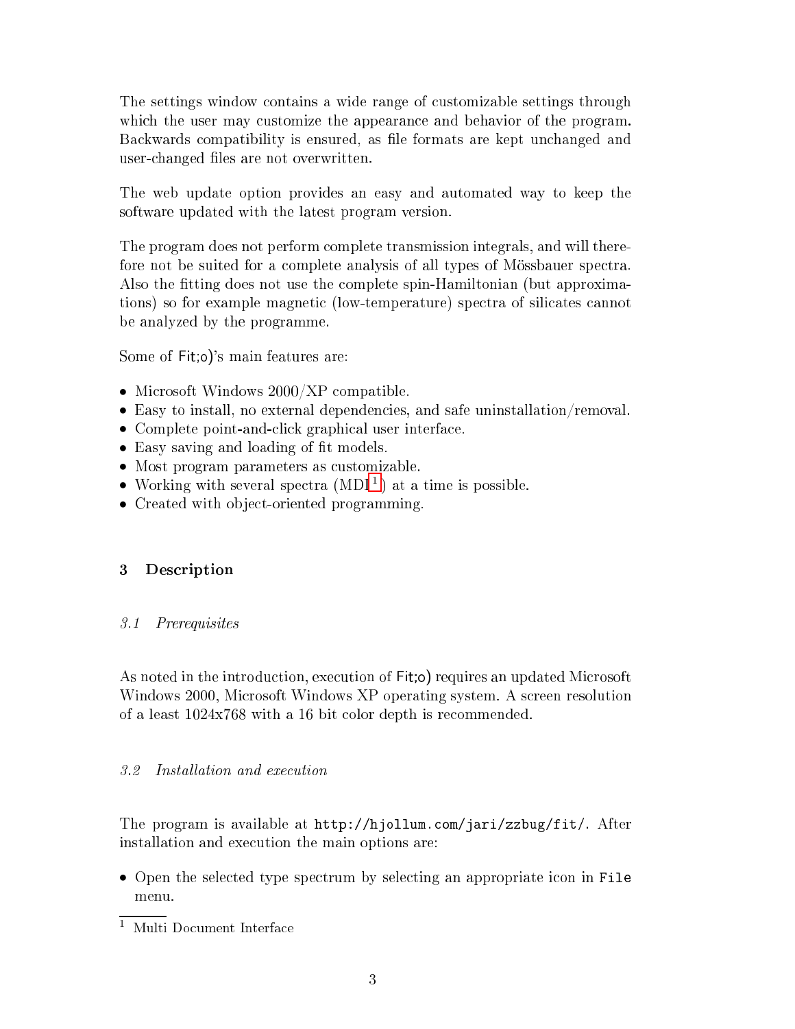The settings window contains a wide range of customizable settings through which the user may customize the appearance and behavior of the program. Backwards compatibility is ensured, as file formats are kept unchanged and user-changed files are not overwritten.

The web update option provides an easy and automated way to keep the software updated with the latest program version.

The program does not perform complete transmission integrals, and will therefore not be suited for a complete analysis of all types of Mössbauer spectra. Also the fitting does not use the complete spin-Hamiltonian (but approximations) so for example magnetic (low-temperature) spectra of silicates cannot be analyzed by the programme.

Some of Fit;o)'s main features are:

- Microsoft Windows 2000/XP compatible.
- Easy to install, no external dependencies, and safe uninstallation/removal.
- Complete point-and-click graphical user interface.
- Easy saving and loading of fit models.
- Most program parameters as customizable.
- Working with several spectra (MDI[1]) at a time is possible.
- Created with object-oriented programming.

## 3 Description

### *3.1 Prerequisites*

As noted in the introduction, execution of Fit;o) requires an updated Microsoft Windows 2000, Microsoft Windows XP operating system. A screen resolution of a least 1024x768 with a 16 bit color depth is recommended.

### *3.2 Installation and execution*

The program is available at `http://hjollum.com/jari/zzbug/fit/`. After installation and execution the main options are:

- Open the selected type spectrum by selecting an appropriate icon in `File` menu.

[1] Multi Document Interface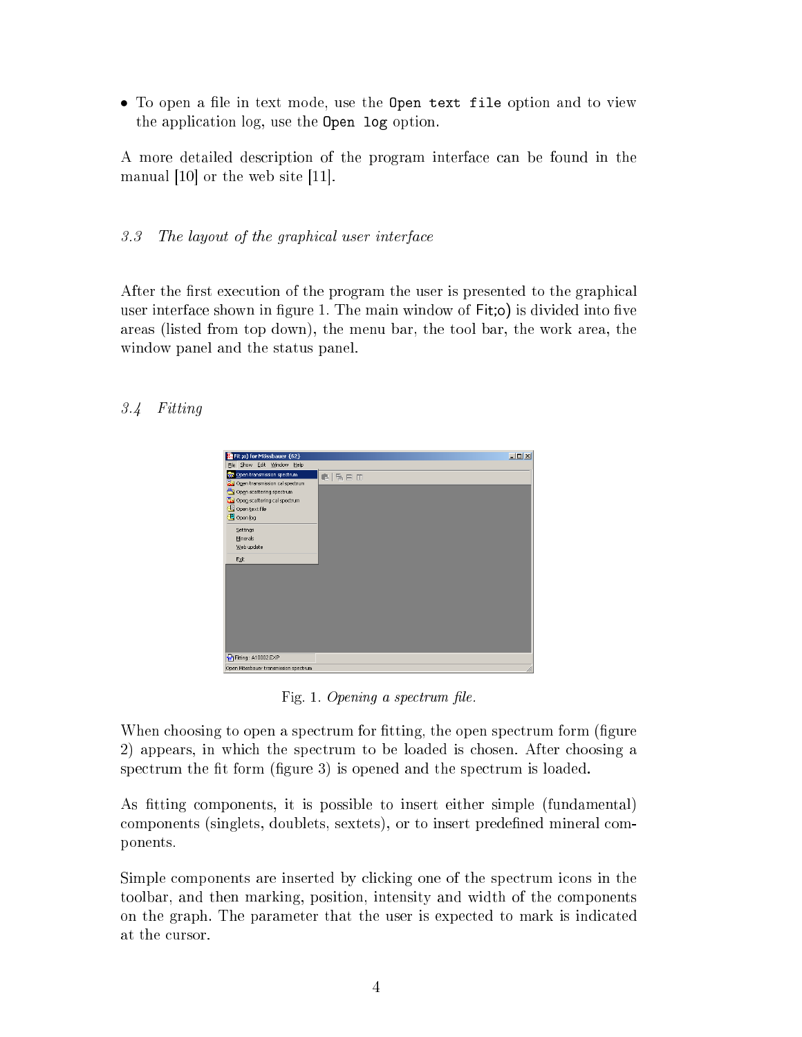- To open a file in text mode, use the `Open text file` option and to view the application log, use the `Open log` option.

A more detailed description of the program interface can be found in the manual [10] or the web site [11].

### 3.3 The layout of the graphical user interface

After the first execution of the program the user is presented to the graphical user interface shown in figure 1. The main window of Fit;o) is divided into five areas (listed from top down), the menu bar, the tool bar, the work area, the window panel and the status panel.

### 3.4 Fitting

Fig. 1. *Opening a spectrum file.*

When choosing to open a spectrum for fitting, the open spectrum form (figure 2) appears, in which the spectrum to be loaded is chosen. After choosing a spectrum the fit form (figure 3) is opened and the spectrum is loaded.

As fitting components, it is possible to insert either simple (fundamental) components (singlets, doublets, sextets), or to insert predefined mineral components.

Simple components are inserted by clicking one of the spectrum icons in the toolbar, and then marking, position, intensity and width of the components on the graph. The parameter that the user is expected to mark is indicated at the cursor.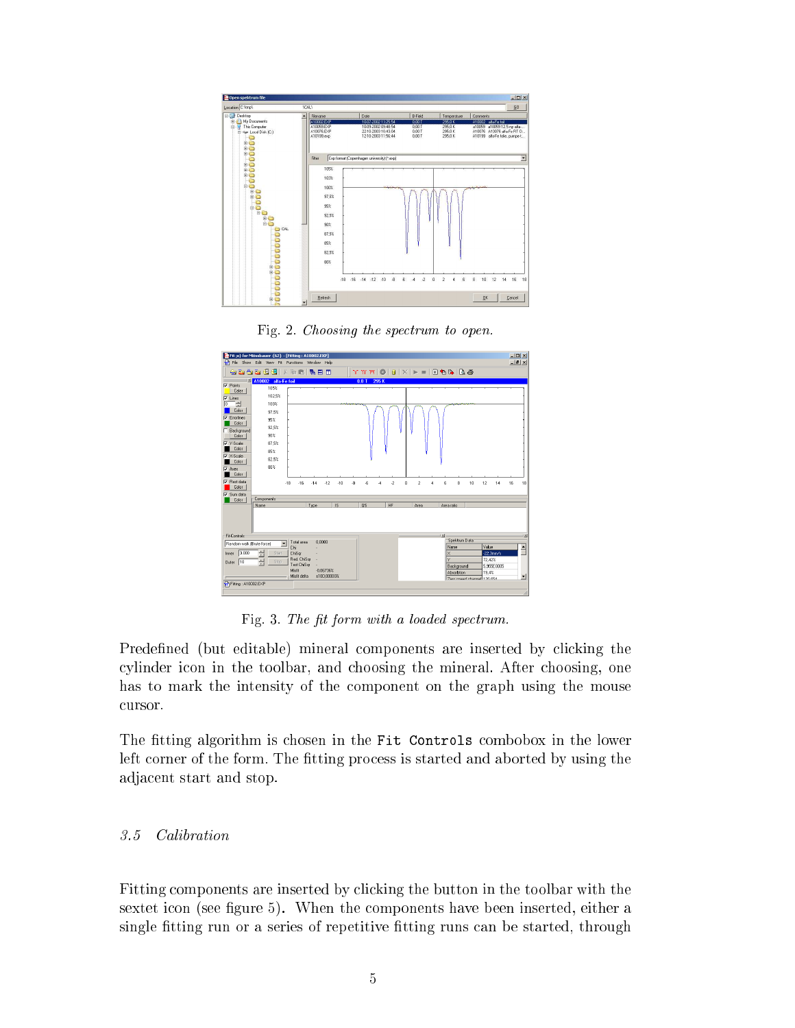Fig. 2. *Choosing the spectrum to open.*

Fig. 3. *The fit form with a loaded spectrum.*

Predefined (but editable) mineral components are inserted by clicking the cylinder icon in the toolbar, and choosing the mineral. After choosing, one has to mark the intensity of the component on the graph using the mouse cursor.

The fitting algorithm is chosen in the `Fit Controls` combobox in the lower left corner of the form. The fitting process is started and aborted by using the adjacent start and stop.

### *3.5 Calibration*

Fitting components are inserted by clicking the button in the toolbar with the sextet icon (see figure 5). When the components have been inserted, either a single fitting run or a series of repetitive fitting runs can be started, through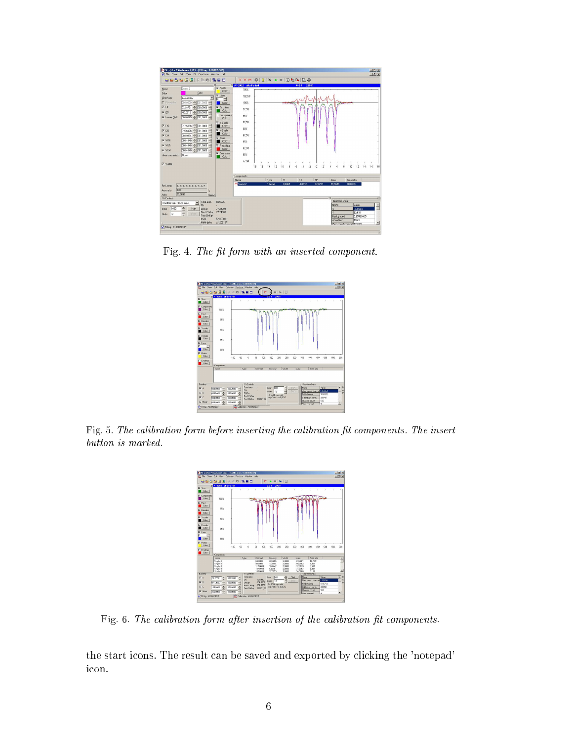Fig. 4. *The fit form with an inserted component.*

Fig. 5. *The calibration form before inserting the calibration fit components. The insert button is marked.*

Fig. 6. *The calibration form after insertion of the calibration fit components.*

the start icons. The result can be saved and exported by clicking the 'notepad' icon.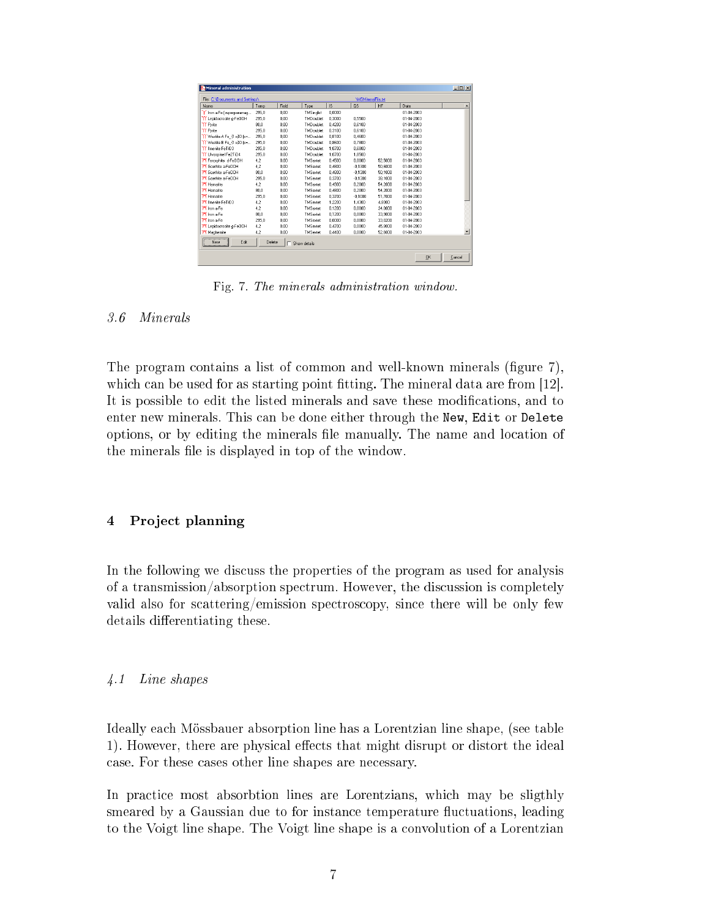Fig. 7. *The minerals administration window.*

### *3.6 Minerals*

The program contains a list of common and well-known minerals (figure 7), which can be used for as starting point fitting. The mineral data are from [12]. It is possible to edit the listed minerals and save these modifications, and to enter new minerals. This can be done either through the `New`, `Edit` or `Delete` options, or by editing the minerals file manually. The name and location of the minerals file is displayed in top of the window.

## 4 Project planning

In the following we discuss the properties of the program as used for analysis of a transmission/absorption spectrum. However, the discussion is completely valid also for scattering/emission spectroscopy, since there will be only few details differentiating these.

### *4.1 Line shapes*

Ideally each Mössbauer absorption line has a Lorentzian line shape, (see table 1). However, there are physical effects that might disrupt or distort the ideal case. For these cases other line shapes are necessary.

In practice most absorbtion lines are Lorentzians, which may be sligthly smeared by a Gaussian due to for instance temperature fluctuations, leading to the Voigt line shape. The Voigt line shape is a convolution of a Lorentzian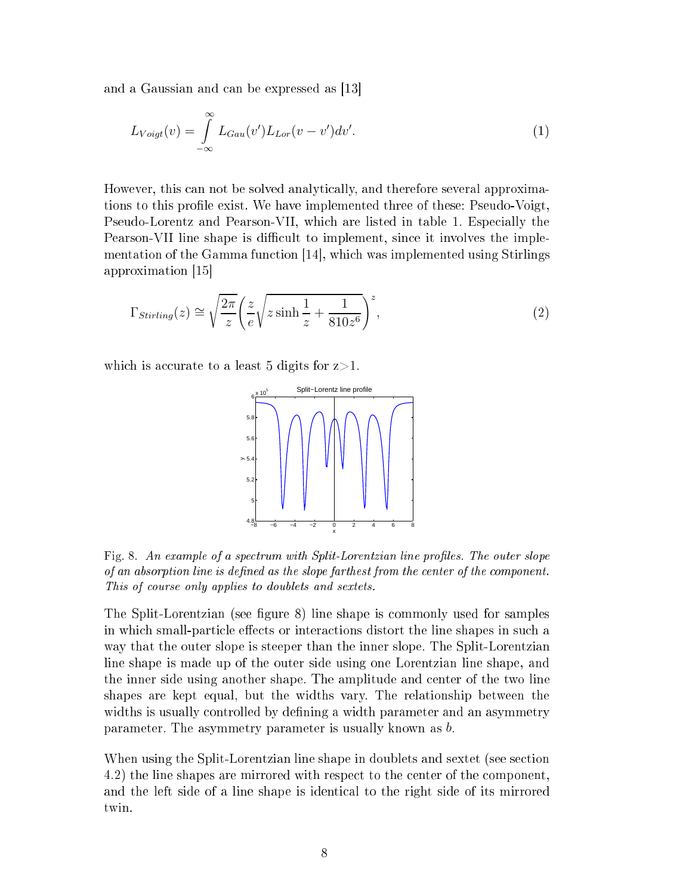and a Gaussian and can be expressed as [13]

$$L_{Voigt}(v) = \int_{-\infty}^{\infty} L_{Gau}(v') L_{Lor}(v - v') dv'. \tag{1}$$

However, this can not be solved analytically, and therefore several approximations to this profile exist. We have implemented three of these: Pseudo-Voigt, Pseudo-Lorentz and Pearson-VII, which are listed in table 1. Especially the Pearson-VII line shape is difficult to implement, since it involves the implementation of the Gamma function [14], which was implemented using Stirlings approximation [15]

$$\Gamma_{Stirling}(z) \cong \sqrt{\frac{2\pi}{z}} \left( \frac{z}{e} \sqrt{z \sinh \frac{1}{z} + \frac{1}{810 z^6}} \right)^z, \tag{2}$$

which is accurate to a least 5 digits for z>1.

Split−Lorentz line profile

x 10^5

6
5.8
5.6
5.4
5.2
5
4.8

y

−8 −6 −4 −2 0 2 4 6 8

x

Fig. 8. *An example of a spectrum with Split-Lorentzian line profiles. The outer slope of an absorption line is defined as the slope farthest from the center of the component. This of course only applies to doublets and sextets.*

The Split-Lorentzian (see figure 8) line shape is commonly used for samples in which small-particle effects or interactions distort the line shapes in such a way that the outer slope is steeper than the inner slope. The Split-Lorentzian line shape is made up of the outer side using one Lorentzian line shape, and the inner side using another shape. The amplitude and center of the two line shapes are kept equal, but the widths vary. The relationship between the widths is usually controlled by defining a width parameter and an asymmetry parameter. The asymmetry parameter is usually known as $b$.

When using the Split-Lorentzian line shape in doublets and sextet (see section 4.2) the line shapes are mirrored with respect to the center of the component, and the left side of a line shape is identical to the right side of its mirrored twin.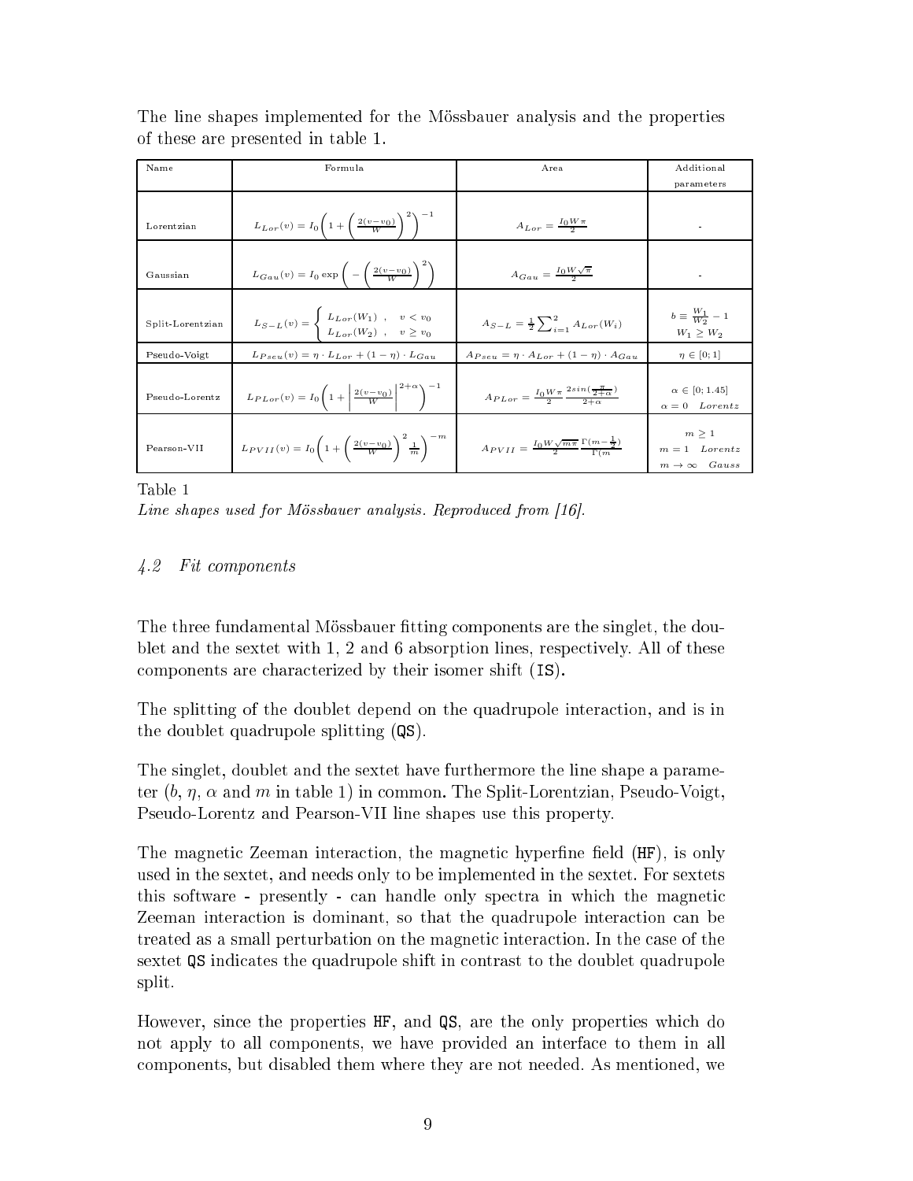The line shapes implemented for the Mössbauer analysis and the properties of these are presented in table 1.

| Name | Formula | Area | Additional parameters |
|---|---|---|---|
| Lorentzian | $L_{Lor}(v) = I_0\left(1+\left(\frac{2(v-v_0)}{W}\right)^2\right)^{-1}$ | $A_{Lor} = \frac{I_0 W \pi}{2}$ | - |
| Gaussian | $L_{Gau}(v) = I_0 \exp\left(-\left(\frac{2(v-v_0)}{W}\right)^2\right)$ | $A_{Gau} = \frac{I_0 W \sqrt{\pi}}{2}$ | - |
| Split-Lorentzian | $L_{S-L}(v) = \begin{cases} L_{Lor}(W_1)\ , & v < v_0 \\ L_{Lor}(W_2)\ , & v \geq v_0 \end{cases}$ | $A_{S-L} = \frac{1}{2}\sum_{i=1}^{2} A_{Lor}(W_i)$ | $b \equiv \frac{W_1}{W_2} - 1$ $W_1 \geq W_2$ |
| Pseudo-Voigt | $L_{Pseu}(v) = \eta \cdot L_{Lor} + (1-\eta) \cdot L_{Gau}$ | $A_{Pseu} = \eta \cdot A_{Lor} + (1-\eta) \cdot A_{Gau}$ | $\eta \in [0;1]$ |
| Pseudo-Lorentz | $L_{PLor}(v) = I_0\left(1+\left\lvert\frac{2(v-v_0)}{W}\right\rvert^{2+\alpha}\right)^{-1}$ | $A_{PLor} = \frac{I_0 W \pi}{2} \frac{2 sin(\frac{\pi}{2+\alpha})}{2+\alpha}$ | $\alpha \in [0; 1.45]$ $\alpha = 0 \quad Lorentz$ |
| Pearson-VII | $L_{PVII}(v) = I_0\left(1+\left(\frac{2(v-v_0)}{W}\right)^2 \frac{1}{m}\right)^{-m}$ | $A_{PVII} = \frac{I_0 W \sqrt{m\pi}}{2} \frac{\Gamma(m-\frac{1}{2})}{\Gamma(m)}$ | $m \geq 1$ $m = 1 \quad Lorentz$ $m \to \infty \quad Gauss$ |

Table 1

*Line shapes used for Mössbauer analysis. Reproduced from [16].*

## *4.2 Fit components*

The three fundamental Mössbauer fitting components are the singlet, the doublet and the sextet with 1, 2 and 6 absorption lines, respectively. All of these components are characterized by their isomer shift (`IS`).

The splitting of the doublet depend on the quadrupole interaction, and is in the doublet quadrupole splitting (`QS`).

The singlet, doublet and the sextet have furthermore the line shape a parameter ($b$, $\eta$, $\alpha$ and $m$ in table 1) in common. The Split-Lorentzian, Pseudo-Voigt, Pseudo-Lorentz and Pearson-VII line shapes use this property.

The magnetic Zeeman interaction, the magnetic hyperfine field (`HF`), is only used in the sextet, and needs only to be implemented in the sextet. For sextets this software - presently - can handle only spectra in which the magnetic Zeeman interaction is dominant, so that the quadrupole interaction can be treated as a small perturbation on the magnetic interaction. In the case of the sextet `QS` indicates the quadrupole shift in contrast to the doublet quadrupole split.

However, since the properties `HF`, and `QS`, are the only properties which do not apply to all components, we have provided an interface to them in all components, but disabled them where they are not needed. As mentioned, we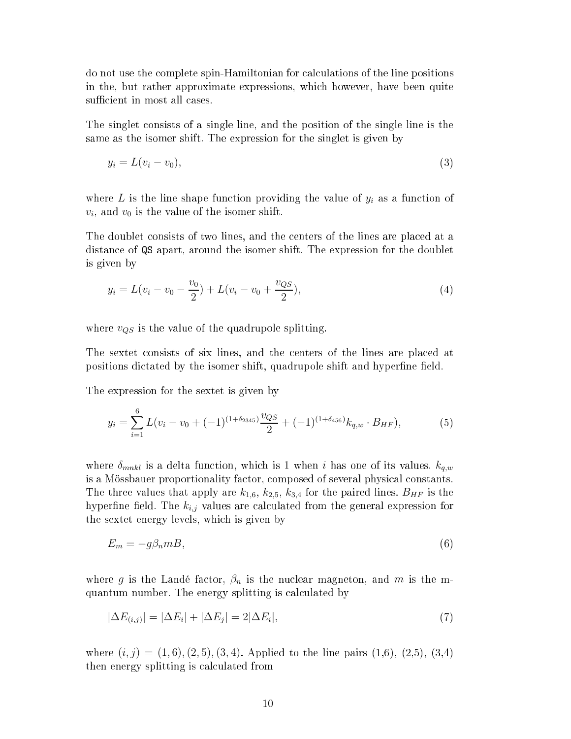do not use the complete spin-Hamiltonian for calculations of the line positions in the, but rather approximate expressions, which however, have been quite sufficient in most all cases.

The singlet consists of a single line, and the position of the single line is the same as the isomer shift. The expression for the singlet is given by

$$y_i = L(v_i - v_0), \tag{3}$$

where $L$ is the line shape function providing the value of $y_i$ as a function of $v_i$, and $v_0$ is the value of the isomer shift.

The doublet consists of two lines, and the centers of the lines are placed at a distance of `QS` apart, around the isomer shift. The expression for the doublet is given by

$$y_i = L(v_i - v_0 - \frac{v_0}{2}) + L(v_i - v_0 + \frac{v_{QS}}{2}), \tag{4}$$

where $v_{QS}$ is the value of the quadrupole splitting.

The sextet consists of six lines, and the centers of the lines are placed at positions dictated by the isomer shift, quadrupole shift and hyperfine field.

The expression for the sextet is given by

$$y_i = \sum_{i=1}^{6} L(v_i - v_0 + (-1)^{(1+\delta_{2345})} \frac{v_{QS}}{2} + (-1)^{(1+\delta_{456})} k_{q,w} \cdot B_{HF}), \tag{5}$$

where $\delta_{mnkl}$ is a delta function, which is 1 when $i$ has one of its values. $k_{q,w}$ is a Mössbauer proportionality factor, composed of several physical constants. The three values that apply are $k_{1,6}$, $k_{2,5}$, $k_{3,4}$ for the paired lines. $B_{HF}$ is the hyperfine field. The $k_{i,j}$ values are calculated from the general expression for the sextet energy levels, which is given by

$$E_m = -g\beta_n m B, \tag{6}$$

where $g$ is the Landé factor, $\beta_n$ is the nuclear magneton, and $m$ is the m-quantum number. The energy splitting is calculated by

$$|\Delta E_{(i,j)}| = |\Delta E_i| + |\Delta E_j| = 2|\Delta E_i|, \tag{7}$$

where $(i, j) = (1, 6), (2, 5), (3, 4)$. Applied to the line pairs (1,6), (2,5), (3,4) then energy splitting is calculated from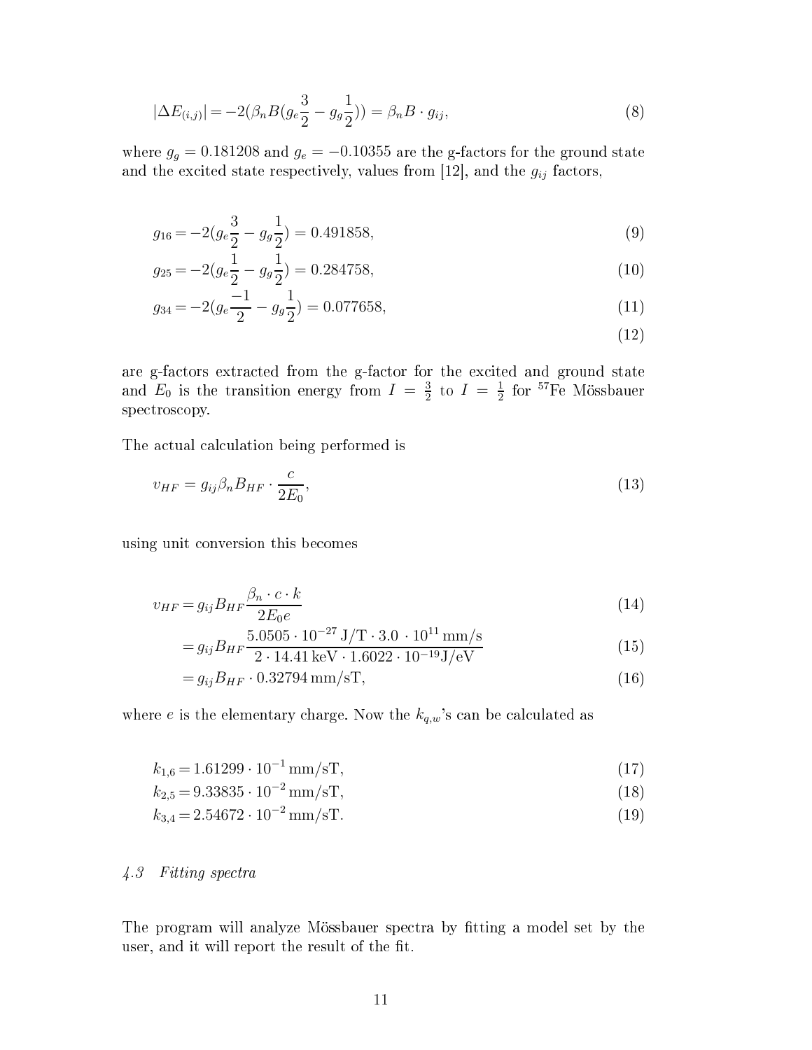$$|\Delta E_{(i,j)}| = -2(\beta_n B(g_e \frac{3}{2} - g_g \frac{1}{2})) = \beta_n B \cdot g_{ij}, \tag{8}$$

where $g_g = 0.181208$ and $g_e = -0.10355$ are the g-factors for the ground state and the excited state respectively, values from [12], and the $g_{ij}$ factors,

$$g_{16} = -2(g_e \frac{3}{2} - g_g \frac{1}{2}) = 0.491858, \tag{9}$$

$$g_{25} = -2(g_e \frac{1}{2} - g_g \frac{1}{2}) = 0.284758, \tag{10}$$

$$g_{34} = -2(g_e \frac{-1}{2} - g_g \frac{1}{2}) = 0.077658, \tag{11}$$

$$\tag{12}$$

are g-factors extracted from the g-factor for the excited and ground state and $E_0$ is the transition energy from $I = \frac{3}{2}$ to $I = \frac{1}{2}$ for $^{57}$Fe Mössbauer spectroscopy.

The actual calculation being performed is

$$v_{HF} = g_{ij} \beta_n B_{HF} \cdot \frac{c}{2E_0}, \tag{13}$$

using unit conversion this becomes

$$v_{HF} = g_{ij} B_{HF} \frac{\beta_n \cdot c \cdot k}{2 E_0 e} \tag{14}$$

$$= g_{ij} B_{HF} \frac{5.0505 \cdot 10^{-27}\,\text{J/T} \cdot 3.0 \cdot 10^{11}\,\text{mm/s}}{2 \cdot 14.41\,\text{keV} \cdot 1.6022 \cdot 10^{-19}\text{J/eV}} \tag{15}$$

$$= g_{ij} B_{HF} \cdot 0.32794\,\text{mm/sT}, \tag{16}$$

where $e$ is the elementary charge. Now the $k_{q,w}$'s can be calculated as

$$k_{1,6} = 1.61299 \cdot 10^{-1}\,\text{mm/sT}, \tag{17}$$

$$k_{2,5} = 9.33835 \cdot 10^{-2}\,\text{mm/sT}, \tag{18}$$

$$k_{3,4} = 2.54672 \cdot 10^{-2}\,\text{mm/sT}. \tag{19}$$

### *4.3 Fitting spectra*

The program will analyze Mössbauer spectra by fitting a model set by the user, and it will report the result of the fit.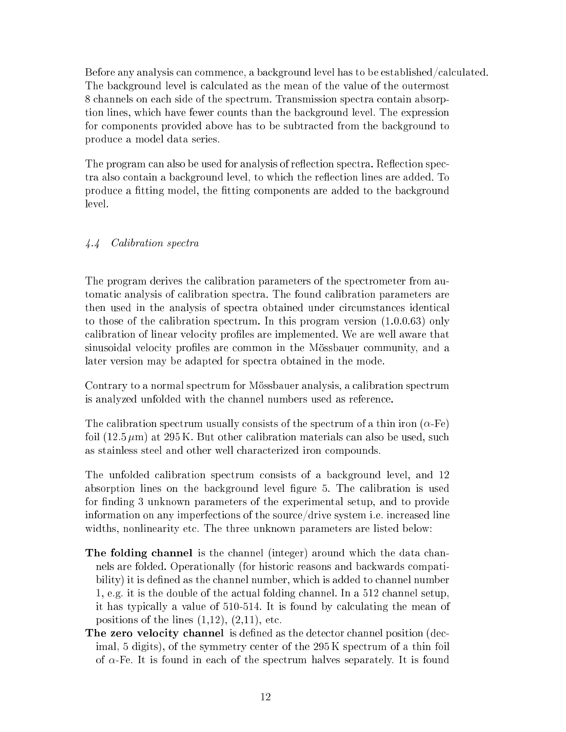Before any analysis can commence, a background level has to be established/calculated. The background level is calculated as the mean of the value of the outermost 8 channels on each side of the spectrum. Transmission spectra contain absorption lines, which have fewer counts than the background level. The expression for components provided above has to be subtracted from the background to produce a model data series.

The program can also be used for analysis of reflection spectra. Reflection spectra also contain a background level, to which the reflection lines are added. To produce a fitting model, the fitting components are added to the background level.

### *4.4 Calibration spectra*

The program derives the calibration parameters of the spectrometer from automatic analysis of calibration spectra. The found calibration parameters are then used in the analysis of spectra obtained under circumstances identical to those of the calibration spectrum. In this program version (1.0.0.63) only calibration of linear velocity profiles are implemented. We are well aware that sinusoidal velocity profiles are common in the Mössbauer community, and a later version may be adapted for spectra obtained in the mode.

Contrary to a normal spectrum for Mössbauer analysis, a calibration spectrum is analyzed unfolded with the channel numbers used as reference.

The calibration spectrum usually consists of the spectrum of a thin iron ($\alpha$-Fe) foil (12.5 $\mu$m) at 295 K. But other calibration materials can also be used, such as stainless steel and other well characterized iron compounds.

The unfolded calibration spectrum consists of a background level, and 12 absorption lines on the background level figure 5. The calibration is used for finding 3 unknown parameters of the experimental setup, and to provide information on any imperfections of the source/drive system i.e. increased line widths, nonlinearity etc. The three unknown parameters are listed below:

- **The folding channel** is the channel (integer) around which the data channels are folded. Operationally (for historic reasons and backwards compatibility) it is defined as the channel number, which is added to channel number 1, e.g. it is the double of the actual folding channel. In a 512 channel setup, it has typically a value of 510-514. It is found by calculating the mean of positions of the lines (1,12), (2,11), etc.
- **The zero velocity channel** is defined as the detector channel position (decimal, 5 digits), of the symmetry center of the 295 K spectrum of a thin foil of $\alpha$-Fe. It is found in each of the spectrum halves separately. It is found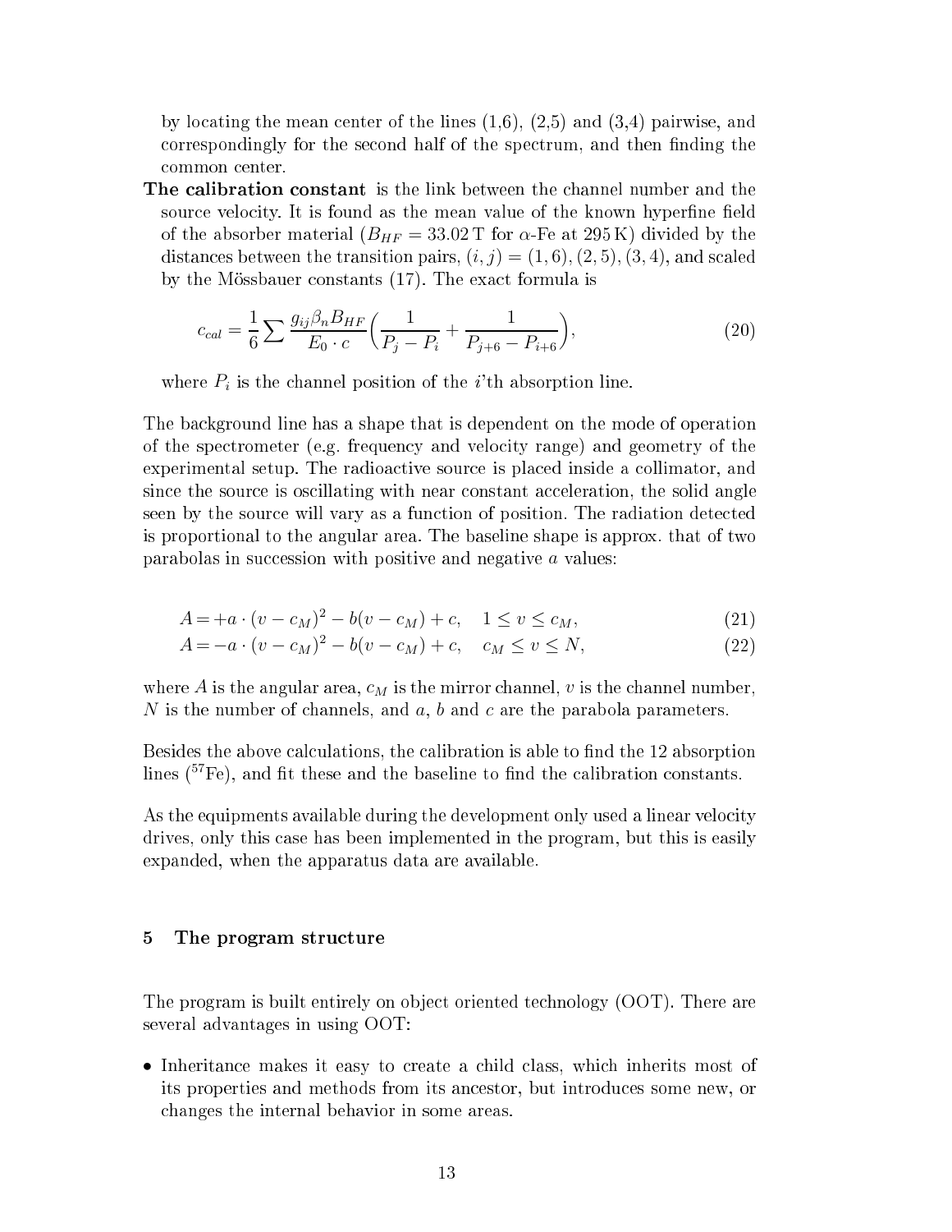by locating the mean center of the lines (1,6), (2,5) and (3,4) pairwise, and correspondingly for the second half of the spectrum, and then finding the common center.

**The calibration constant** is the link between the channel number and the source velocity. It is found as the mean value of the known hyperfine field of the absorber material ($B_{HF} = 33.02\,\mathrm{T}$ for $\alpha$-Fe at 295 K) divided by the distances between the transition pairs, $(i, j) = (1, 6), (2, 5), (3, 4)$, and scaled by the Mössbauer constants (17). The exact formula is

$$c_{cal} = \frac{1}{6} \sum \frac{g_{ij} \beta_n B_{HF}}{E_0 \cdot c} \left( \frac{1}{P_j - P_i} + \frac{1}{P_{j+6} - P_{i+6}} \right), \tag{20}$$

where $P_i$ is the channel position of the $i$'th absorption line.

The background line has a shape that is dependent on the mode of operation of the spectrometer (e.g. frequency and velocity range) and geometry of the experimental setup. The radioactive source is placed inside a collimator, and since the source is oscillating with near constant acceleration, the solid angle seen by the source will vary as a function of position. The radiation detected is proportional to the angular area. The baseline shape is approx. that of two parabolas in succession with positive and negative $a$ values:

$$A = +a \cdot (v - c_M)^2 - b(v - c_M) + c, \quad 1 \leq v \leq c_M, \tag{21}$$

$$A = -a \cdot (v - c_M)^2 - b(v - c_M) + c, \quad c_M \leq v \leq N, \tag{22}$$

where $A$ is the angular area, $c_M$ is the mirror channel, $v$ is the channel number, $N$ is the number of channels, and $a$, $b$ and $c$ are the parabola parameters.

Besides the above calculations, the calibration is able to find the 12 absorption lines ($^{57}$Fe), and fit these and the baseline to find the calibration constants.

As the equipments available during the development only used a linear velocity drives, only this case has been implemented in the program, but this is easily expanded, when the apparatus data are available.

## 5 The program structure

The program is built entirely on object oriented technology (OOT). There are several advantages in using OOT:

- Inheritance makes it easy to create a child class, which inherits most of its properties and methods from its ancestor, but introduces some new, or changes the internal behavior in some areas.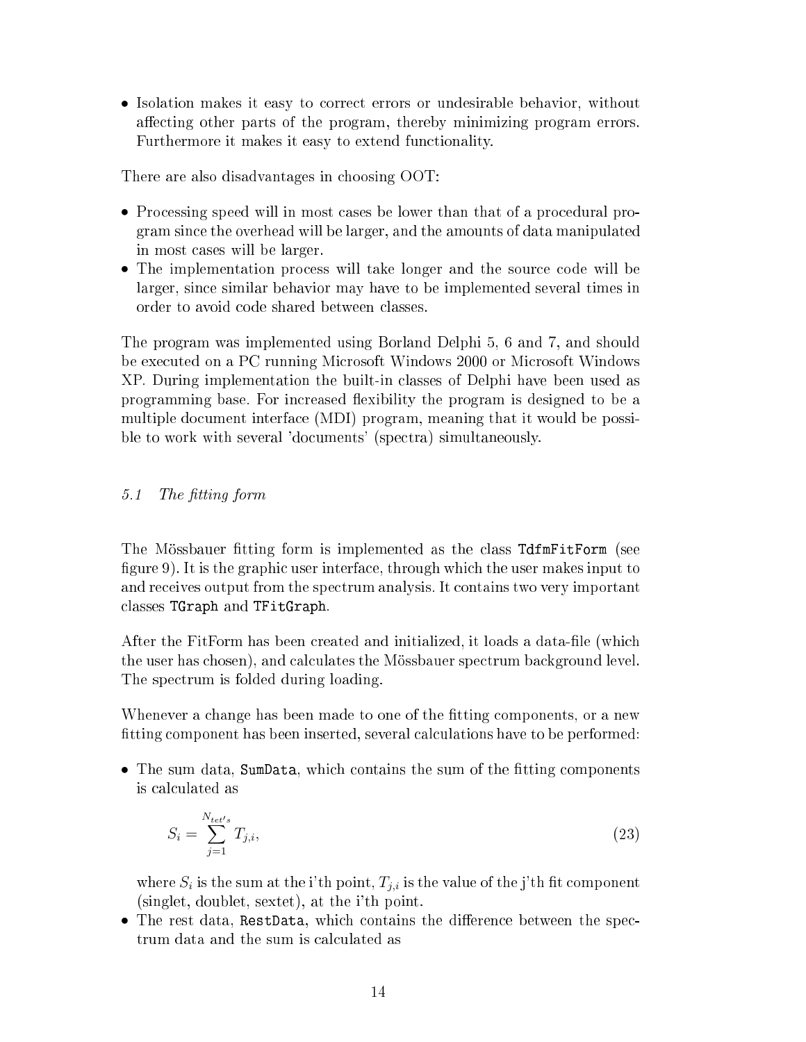- Isolation makes it easy to correct errors or undesirable behavior, without affecting other parts of the program, thereby minimizing program errors. Furthermore it makes it easy to extend functionality.

There are also disadvantages in choosing OOT:

- Processing speed will in most cases be lower than that of a procedural program since the overhead will be larger, and the amounts of data manipulated in most cases will be larger.
- The implementation process will take longer and the source code will be larger, since similar behavior may have to be implemented several times in order to avoid code shared between classes.

The program was implemented using Borland Delphi 5, 6 and 7, and should be executed on a PC running Microsoft Windows 2000 or Microsoft Windows XP. During implementation the built-in classes of Delphi have been used as programming base. For increased flexibility the program is designed to be a multiple document interface (MDI) program, meaning that it would be possible to work with several 'documents' (spectra) simultaneously.

### *5.1 The fitting form*

The Mössbauer fitting form is implemented as the class `TdfmFitForm` (see figure 9). It is the graphic user interface, through which the user makes input to and receives output from the spectrum analysis. It contains two very important classes `TGraph` and `TFitGraph`.

After the FitForm has been created and initialized, it loads a data-file (which the user has chosen), and calculates the Mössbauer spectrum background level. The spectrum is folded during loading.

Whenever a change has been made to one of the fitting components, or a new fitting component has been inserted, several calculations have to be performed:

- The sum data, `SumData`, which contains the sum of the fitting components is calculated as

$$S_i = \sum_{j=1}^{N_{tet's}} T_{j,i}, \tag{23}$$

  where $S_i$ is the sum at the i'th point, $T_{j,i}$ is the value of the j'th fit component (singlet, doublet, sextet), at the i'th point.
- The rest data, `RestData`, which contains the difference between the spectrum data and the sum is calculated as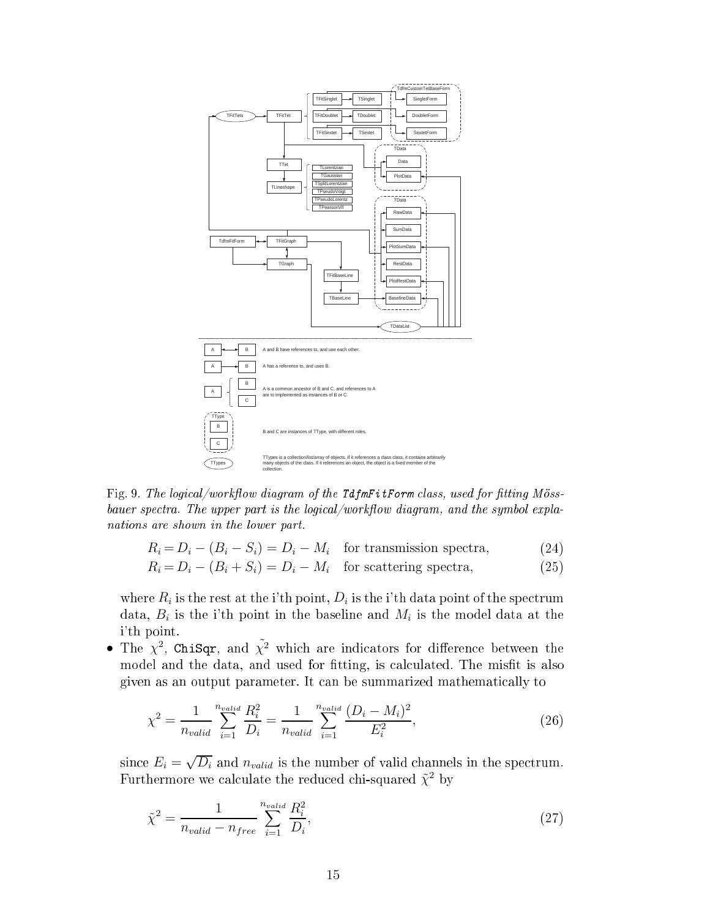TFitTets
TFitTet
TFitSinglet
TSinglet
TFitDoublet
TDoublet
TFitSextet
TSextet
TdfmCustomTetBaseForm
SingletForm
DoubletForm
SextetForm
TData
Data
PlotData
TTet
TLineshape
TLorentzian
TGaussian
TSplitLorentzian
TPseudoVoigt
TPseudoLorentz
TPearsonVII
TData
RawData
SumData
PlotSumData
RestData
PlotRestData
BaselineData
TdfmFitForm
TFitGraph
TGraph
TFitBaseLine
TBaseLine
TDataList

A B A and B have references to, and use each other.
A B A has a reference to, and uses B.
A B C A is a common ancestor of B and C, and references to A are to implemented as instances of B or C.
TType B C B and C are instances of TType, with different roles.
TTypes TTypes is a collection/list/array of objects. If it references a class class, it contains arbitrarily many objects of the class. If it references an object, the object is a fixed member of the collection.

Fig. 9. *The logical/workflow diagram of the* **TdfmFitForm** *class, used for fitting Mössbauer spectra. The upper part is the logical/workflow diagram, and the symbol explanations are shown in the lower part.*

$$R_i = D_i - (B_i - S_i) = D_i - M_i \quad \text{for transmission spectra,} \tag{24}$$

$$R_i = D_i - (B_i + S_i) = D_i - M_i \quad \text{for scattering spectra,} \tag{25}$$

where $R_i$ is the rest at the i'th point, $D_i$ is the i'th data point of the spectrum data, $B_i$ is the i'th point in the baseline and $M_i$ is the model data at the i'th point.

- The $\chi^2$, `ChiSqr`, and $\tilde{\chi}^2$ which are indicators for difference between the model and the data, and used for fitting, is calculated. The misfit is also given as an output parameter. It can be summarized mathematically to

$$\chi^2 = \frac{1}{n_{valid}} \sum_{i=1}^{n_{valid}} \frac{R_i^2}{D_i} = \frac{1}{n_{valid}} \sum_{i=1}^{n_{valid}} \frac{(D_i - M_i)^2}{E_i^2}, \tag{26}$$

since $E_i = \sqrt{D_i}$ and $n_{valid}$ is the number of valid channels in the spectrum. Furthermore we calculate the reduced chi-squared $\tilde{\chi}^2$ by

$$\tilde{\chi}^2 = \frac{1}{n_{valid} - n_{free}} \sum_{i=1}^{n_{valid}} \frac{R_i^2}{D_i}, \tag{27}$$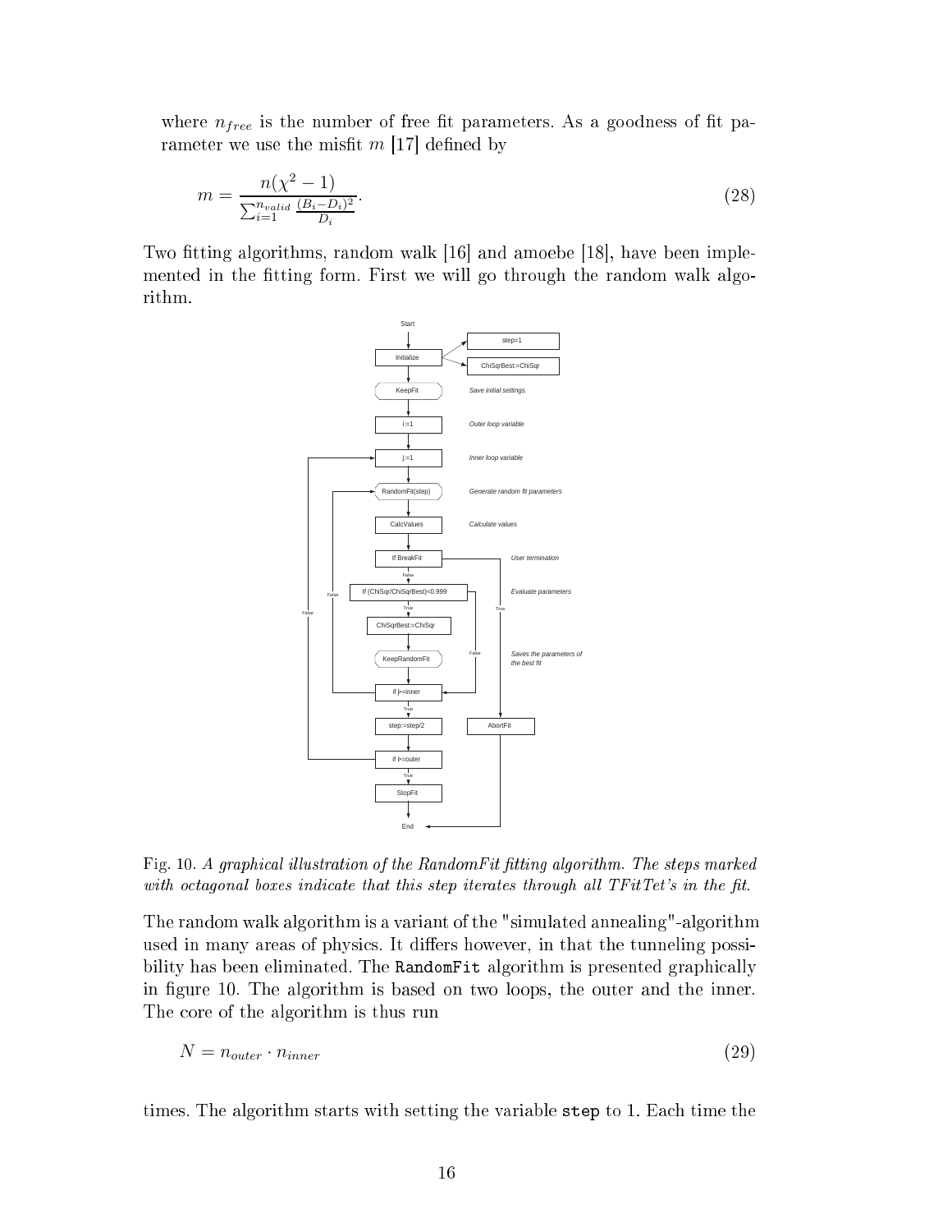where $n_{free}$ is the number of free fit parameters. As a goodness of fit parameter we use the misfit $m$ [17] defined by

$$m = \frac{n(\chi^2 - 1)}{\sum_{i=1}^{n_{valid}} \frac{(B_i - D_i)^2}{D_i}}. \tag{28}$$

Two fitting algorithms, random walk [16] and amoebe [18], have been implemented in the fitting form. First we will go through the random walk algorithm.

Start
Initialize
step=1
ChiSqrBest:=ChiSqr
KeepFit
Save initial settings.
i:=1
Outer loop variable
j:=1
Inner loop variable
RandomFit(step)
Generate random fit parameters
CalcValues
Calculate values
If BreakFit
User termination
False
If (ChiSqr/ChiSqrBest)<0.999
Evaluate parameters
True
ChiSqrBest:=ChiSqr
KeepRandomFit
Saves the parameters of the best fit
if j>=inner
True
step:=step/2
AbortFit
if i>=outer
True
StopFit
End
False
False
True
False

Fig. 10. *A graphical illustration of the RandomFit fitting algorithm. The steps marked with octagonal boxes indicate that this step iterates through all TFitTet's in the fit.*

The random walk algorithm is a variant of the "simulated annealing"-algorithm used in many areas of physics. It differs however, in that the tunneling possibility has been eliminated. The `RandomFit` algorithm is presented graphically in figure 10. The algorithm is based on two loops, the outer and the inner. The core of the algorithm is thus run

$$N = n_{outer} \cdot n_{inner} \tag{29}$$

times. The algorithm starts with setting the variable `step` to 1. Each time the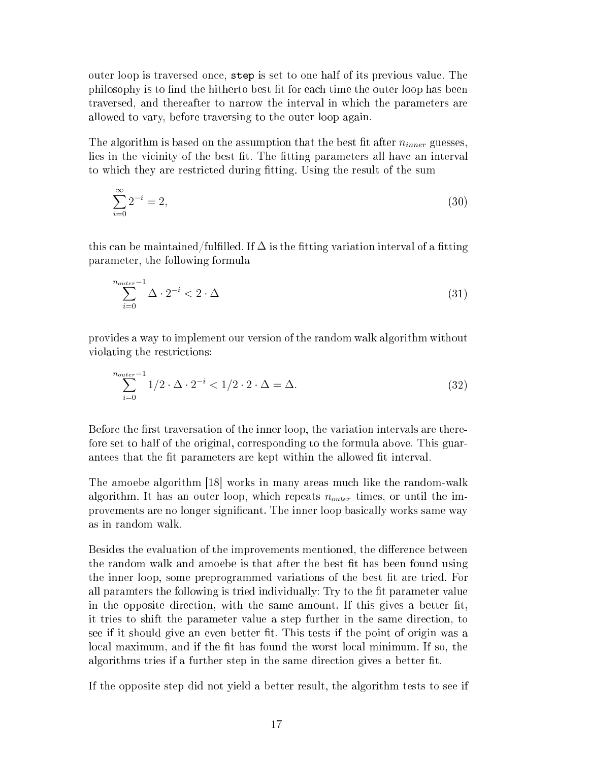outer loop is traversed once, `step` is set to one half of its previous value. The philosophy is to find the hitherto best fit for each time the outer loop has been traversed, and thereafter to narrow the interval in which the parameters are allowed to vary, before traversing to the outer loop again.

The algorithm is based on the assumption that the best fit after $n_{inner}$ guesses, lies in the vicinity of the best fit. The fitting parameters all have an interval to which they are restricted during fitting. Using the result of the sum

$$\sum_{i=0}^{\infty} 2^{-i} = 2, \tag{30}$$

this can be maintained/fulfilled. If $\Delta$ is the fitting variation interval of a fitting parameter, the following formula

$$\sum_{i=0}^{n_{outer}-1} \Delta \cdot 2^{-i} < 2 \cdot \Delta \tag{31}$$

provides a way to implement our version of the random walk algorithm without violating the restrictions:

$$\sum_{i=0}^{n_{outer}-1} 1/2 \cdot \Delta \cdot 2^{-i} < 1/2 \cdot 2 \cdot \Delta = \Delta. \tag{32}$$

Before the first traversation of the inner loop, the variation intervals are therefore set to half of the original, corresponding to the formula above. This guarantees that the fit parameters are kept within the allowed fit interval.

The amoebe algorithm [18] works in many areas much like the random-walk algorithm. It has an outer loop, which repeats $n_{outer}$ times, or until the improvements are no longer significant. The inner loop basically works same way as in random walk.

Besides the evaluation of the improvements mentioned, the difference between the random walk and amoebe is that after the best fit has been found using the inner loop, some preprogrammed variations of the best fit are tried. For all paramters the following is tried individually: Try to the fit parameter value in the opposite direction, with the same amount. If this gives a better fit, it tries to shift the parameter value a step further in the same direction, to see if it should give an even better fit. This tests if the point of origin was a local maximum, and if the fit has found the worst local minimum. If so, the algorithms tries if a further step in the same direction gives a better fit.

If the opposite step did not yield a better result, the algorithm tests to see if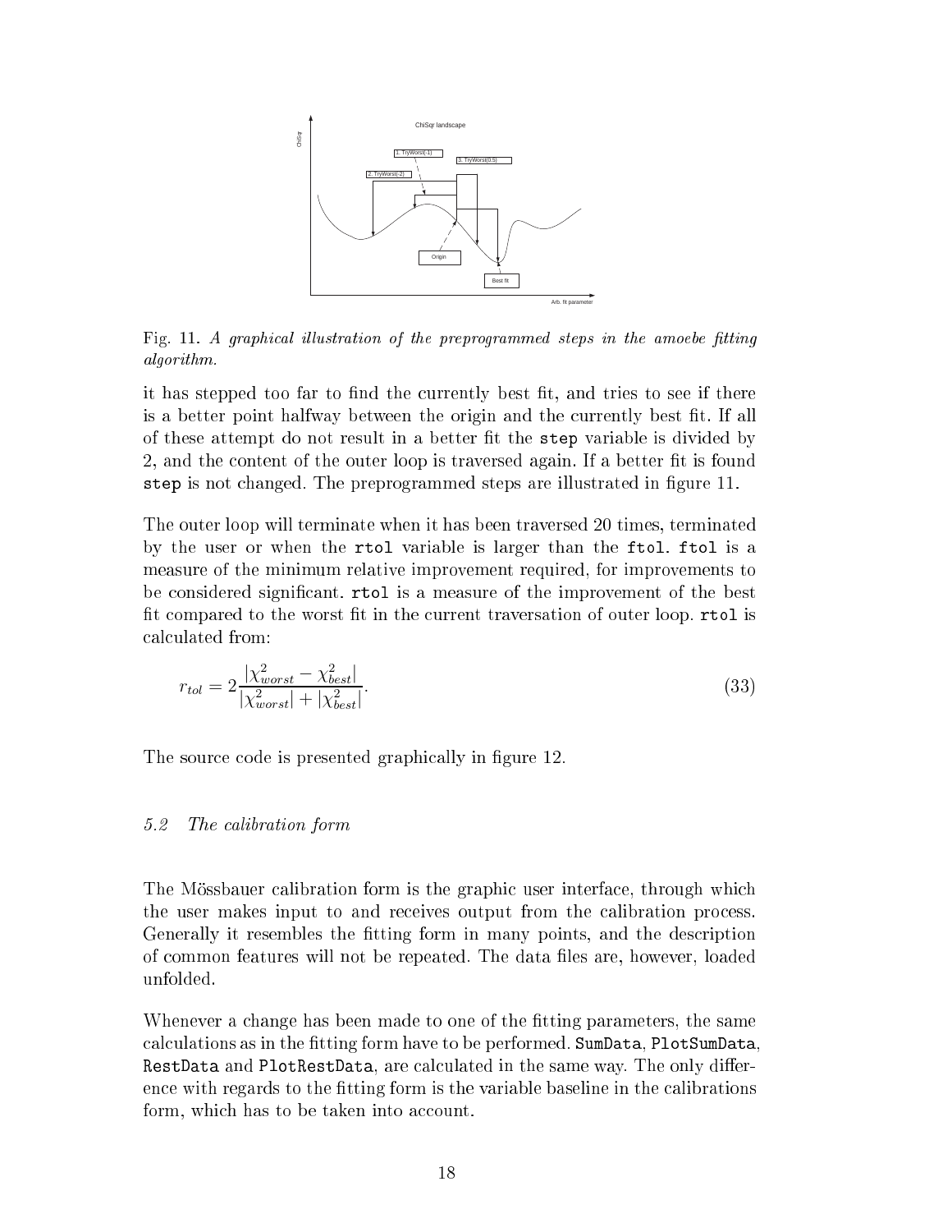ChiSqr landscape

ChiSqr

1. TryWorst(-1)

3. TryWorst(0.5)

2. TryWorst(-2)

Origin

Best fit

Arb. fit parameter

Fig. 11. *A graphical illustration of the preprogrammed steps in the amoebe fitting algorithm.*

it has stepped too far to find the currently best fit, and tries to see if there is a better point halfway between the origin and the currently best fit. If all of these attempt do not result in a better fit the `step` variable is divided by 2, and the content of the outer loop is traversed again. If a better fit is found `step` is not changed. The preprogrammed steps are illustrated in figure 11.

The outer loop will terminate when it has been traversed 20 times, terminated by the user or when the `rtol` variable is larger than the `ftol`. `ftol` is a measure of the minimum relative improvement required, for improvements to be considered significant. `rtol` is a measure of the improvement of the best fit compared to the worst fit in the current traversation of outer loop. `rtol` is calculated from:

$$r_{tol} = 2\frac{|\chi^2_{worst} - \chi^2_{best}|}{|\chi^2_{worst}| + |\chi^2_{best}|}. \tag{33}$$

The source code is presented graphically in figure 12.

### *5.2 The calibration form*

The Mössbauer calibration form is the graphic user interface, through which the user makes input to and receives output from the calibration process. Generally it resembles the fitting form in many points, and the description of common features will not be repeated. The data files are, however, loaded unfolded.

Whenever a change has been made to one of the fitting parameters, the same calculations as in the fitting form have to be performed. `SumData`, `PlotSumData`, `RestData` and `PlotRestData`, are calculated in the same way. The only difference with regards to the fitting form is the variable baseline in the calibrations form, which has to be taken into account.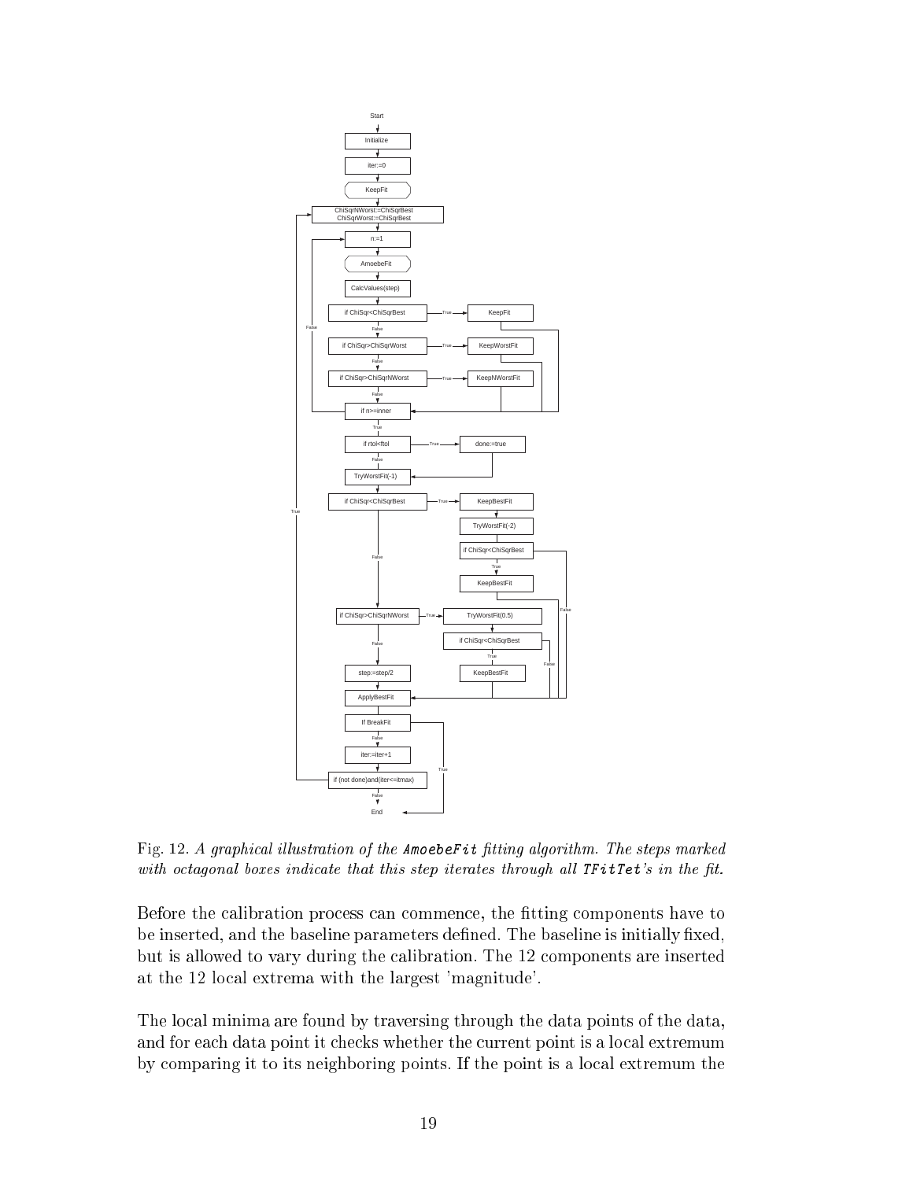Start

Initialize

iter:=0

KeepFit

ChiSqrNWorst:=ChiSqrBest
ChiSqrWorst:=ChiSqrBest

n:=1

AmoebeFit

CalcValues(step)

if ChiSqr<ChiSqrBest

True

KeepFit

False

if ChiSqr>ChiSqrWorst

True

KeepWorstFit

False

if ChiSqr>ChiSqrNWorst

True

KeepNWorstFit

False

if n>=inner

True

if rtol<ftol

True

done:=true

False

TryWorstFit(-1)

if ChiSqr<ChiSqrBest

True

KeepBestFit

TryWorstFit(-2)

if ChiSqr<ChiSqrBest

True

KeepBestFit

False

if ChiSqr>ChiSqrNWorst

True

TryWorstFit(0.5)

if ChiSqr<ChiSqrBest

True

KeepBestFit

False

step:=step/2

ApplyBestFit

If BreakFit

False

iter:=iter+1

True

if (not done)and(iter<=itmax)

False

End

Fig. 12. *A graphical illustration of the* `AmoebeFit` *fitting algorithm. The steps marked with octagonal boxes indicate that this step iterates through all* `TFitTet`*'s in the fit.*

Before the calibration process can commence, the fitting components have to be inserted, and the baseline parameters defined. The baseline is initially fixed, but is allowed to vary during the calibration. The 12 components are inserted at the 12 local extrema with the largest 'magnitude'.

The local minima are found by traversing through the data points of the data, and for each data point it checks whether the current point is a local extremum by comparing it to its neighboring points. If the point is a local extremum the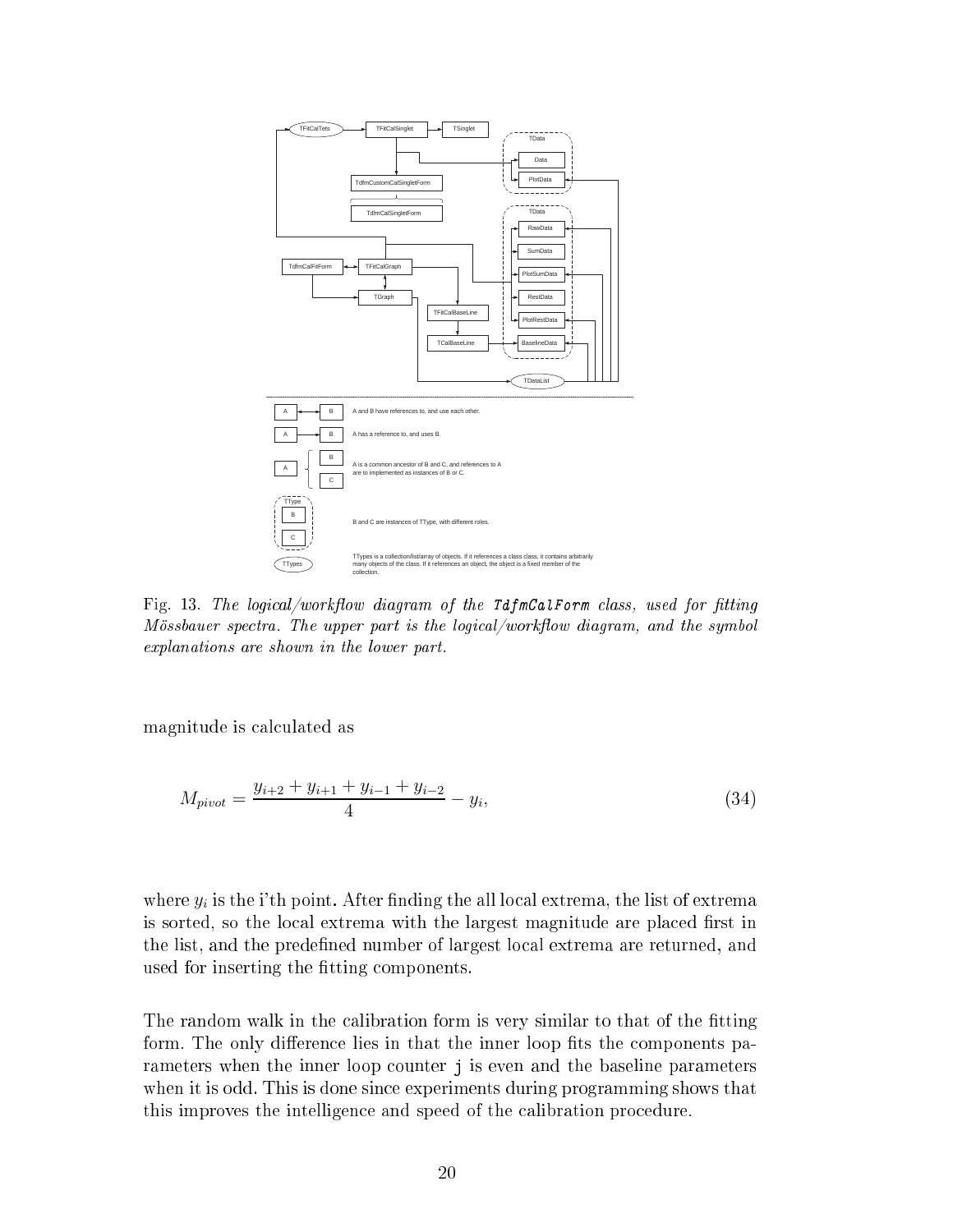TFitCalTets
TFitCalSinglet
TSinglet
TData
Data
PlotData
TdfmCustomCalSingletForm
TdfmCalSingletForm
TData
RawData
SumData
PlotSumData
RestData
PlotRestData
BaselineData
TdfmCalFitForm
TFitCalGraph
TGraph
TFitCalBaseLine
TCalBaseLine
TDataList

A
B
A and B have references to, and use each other.

A
B
A has a reference to, and uses B.

A
B
C
A is a common ancestor of B and C, and references to A are to implemented as instances of B or C.

TType
B
C
B and C are instances of TType, with different roles.

TTypes
TTypes is a collection/list/array of objects. If it references a class class, it contains arbitrarily many objects of the class. If it references an object, the object is a fixed member of the collection.

Fig. 13. *The logical/workflow diagram of the* `TdfmCalForm` *class, used for fitting Mössbauer spectra. The upper part is the logical/workflow diagram, and the symbol explanations are shown in the lower part.*

magnitude is calculated as

$$M_{pivot} = \frac{y_{i+2} + y_{i+1} + y_{i-1} + y_{i-2}}{4} - y_i, \tag{34}$$

where $y_i$ is the i'th point. After finding the all local extrema, the list of extrema is sorted, so the local extrema with the largest magnitude are placed first in the list, and the predefined number of largest local extrema are returned, and used for inserting the fitting components.

The random walk in the calibration form is very similar to that of the fitting form. The only difference lies in that the inner loop fits the components parameters when the inner loop counter `j` is even and the baseline parameters when it is odd. This is done since experiments during programming shows that this improves the intelligence and speed of the calibration procedure.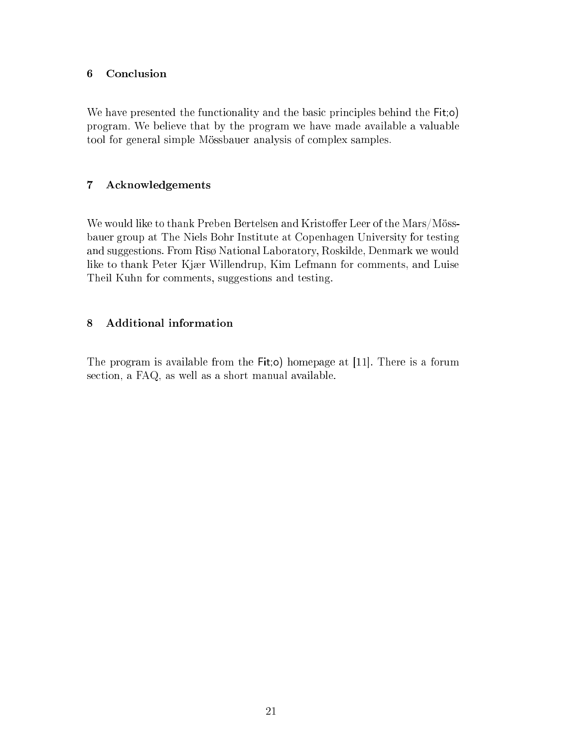## 6 Conclusion

We have presented the functionality and the basic principles behind the Fit;o) program. We believe that by the program we have made available a valuable tool for general simple Mössbauer analysis of complex samples.

## 7 Acknowledgements

We would like to thank Preben Bertelsen and Kristoffer Leer of the Mars/Mössbauer group at The Niels Bohr Institute at Copenhagen University for testing and suggestions. From Risø National Laboratory, Roskilde, Denmark we would like to thank Peter Kjær Willendrup, Kim Lefmann for comments, and Luise Theil Kuhn for comments, suggestions and testing.

## 8 Additional information

The program is available from the Fit;o) homepage at [11]. There is a forum section, a FAQ, as well as a short manual available.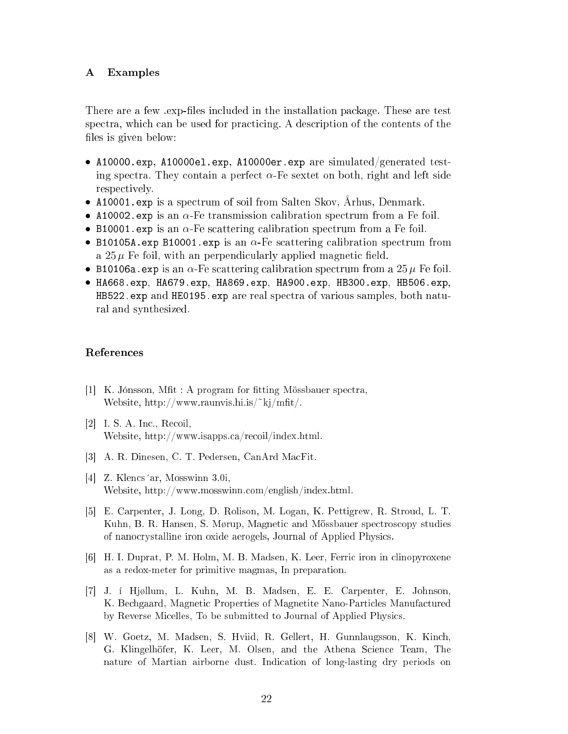## A Examples

There are a few .exp-files included in the installation package. These are test spectra, which can be used for practicing. A description of the contents of the files is given below:

- `A10000.exp`, `A10000el.exp`, `A10000er.exp` are simulated/generated testing spectra. They contain a perfect $\alpha$-Fe sextet on both, right and left side respectively.
- `A10001.exp` is a spectrum of soil from Salten Skov, Århus, Denmark.
- `A10002.exp` is an $\alpha$-Fe transmission calibration spectrum from a Fe foil.
- `B10001.exp` is an $\alpha$-Fe scattering calibration spectrum from a Fe foil.
- `B10105A.exp` `B10001.exp` is an $\alpha$-Fe scattering calibration spectrum from a $25\,\mu$ Fe foil, with an perpendicularly applied magnetic field.
- `B10106a.exp` is an $\alpha$-Fe scattering calibration spectrum from a $25\,\mu$ Fe foil.
- `HA668.exp`, `HA679.exp`, `HA869.exp`, `HA900.exp`, `HB300.exp`, `HB506.exp`, `HB522.exp` and `HE0195.exp` are real spectra of various samples, both natural and synthesized.

## References

[1] K. Jónsson, Mfit : A program for fitting Mössbauer spectra, Website, http://www.raunvis.hi.is/~kj/mfit/.

[2] I. S. A. Inc., Recoil, Website, http://www.isapps.ca/recoil/index.html.

[3] A. R. Dinesen, C. T. Pedersen, CanArd MacFit.

[4] Z. Klencs´ar, Mosswinn 3.0i, Website, http://www.mosswinn.com/english/index.html.

[5] E. Carpenter, J. Long, D. Rolison, M. Logan, K. Pettigrew, R. Stroud, L. T. Kuhn, B. R. Hansen, S. Mørup, Magnetic and Mössbauer spectroscopy studies of nanocrystalline iron oxide aerogels, Journal of Applied Physics.

[6] H. I. Duprat, P. M. Holm, M. B. Madsen, K. Leer, Ferric iron in clinopyroxene as a redox-meter for primitive magmas, In preparation.

[7] J. í Hjøllum, L. Kuhn, M. B. Madsen, E. E. Carpenter, E. Johnson, K. Bechgaard, Magnetic Properties of Magnetite Nano-Particles Manufactured by Reverse Micelles, To be submitted to Journal of Applied Physics.

[8] W. Goetz, M. Madsen, S. Hviid, R. Gellert, H. Gunnlaugsson, K. Kinch, G. Klingelhöfer, K. Leer, M. Olsen, and the Athena Science Team, The nature of Martian airborne dust. Indication of long-lasting dry periods on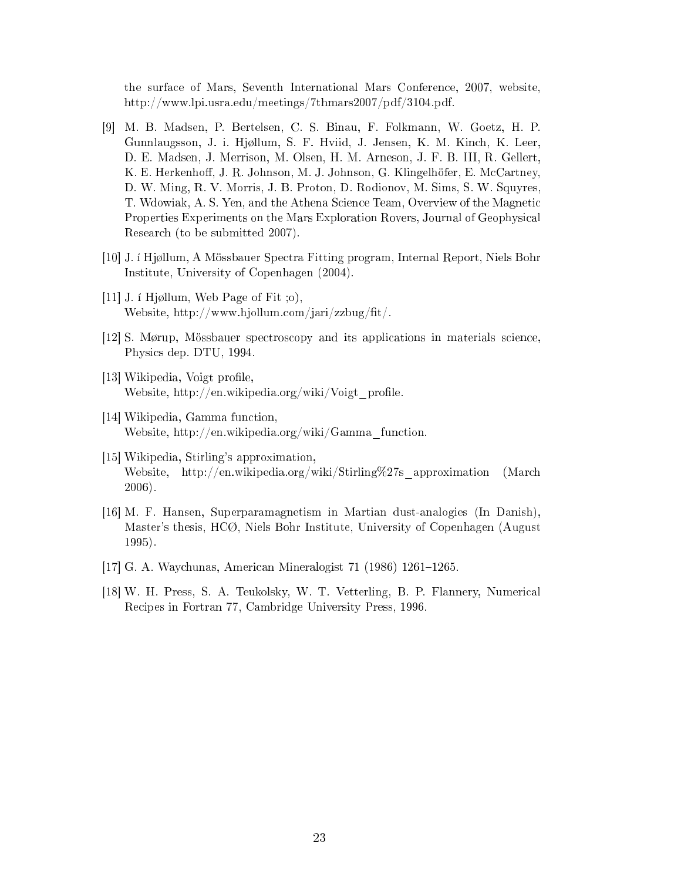the surface of Mars, Seventh International Mars Conference, 2007, website, http://www.lpi.usra.edu/meetings/7thmars2007/pdf/3104.pdf.

[9] M. B. Madsen, P. Bertelsen, C. S. Binau, F. Folkmann, W. Goetz, H. P. Gunnlaugsson, J. i. Hjøllum, S. F. Hviid, J. Jensen, K. M. Kinch, K. Leer, D. E. Madsen, J. Merrison, M. Olsen, H. M. Arneson, J. F. B. III, R. Gellert, K. E. Herkenhoff, J. R. Johnson, M. J. Johnson, G. Klingelhöfer, E. McCartney, D. W. Ming, R. V. Morris, J. B. Proton, D. Rodionov, M. Sims, S. W. Squyres, T. Wdowiak, A. S. Yen, and the Athena Science Team, Overview of the Magnetic Properties Experiments on the Mars Exploration Rovers, Journal of Geophysical Research (to be submitted 2007).

[10] J. í Hjøllum, A Mössbauer Spectra Fitting program, Internal Report, Niels Bohr Institute, University of Copenhagen (2004).

[11] J. í Hjøllum, Web Page of Fit ;o), Website, http://www.hjollum.com/jari/zzbug/fit/.

[12] S. Mørup, Mössbauer spectroscopy and its applications in materials science, Physics dep. DTU, 1994.

[13] Wikipedia, Voigt profile, Website, http://en.wikipedia.org/wiki/Voigt_profile.

[14] Wikipedia, Gamma function, Website, http://en.wikipedia.org/wiki/Gamma_function.

[15] Wikipedia, Stirling's approximation, Website, http://en.wikipedia.org/wiki/Stirling%27s_approximation (March 2006).

[16] M. F. Hansen, Superparamagnetism in Martian dust-analogies (In Danish), Master's thesis, HCØ, Niels Bohr Institute, University of Copenhagen (August 1995).

[17] G. A. Waychunas, American Mineralogist 71 (1986) 1261–1265.

[18] W. H. Press, S. A. Teukolsky, W. T. Vetterling, B. P. Flannery, Numerical Recipes in Fortran 77, Cambridge University Press, 1996.